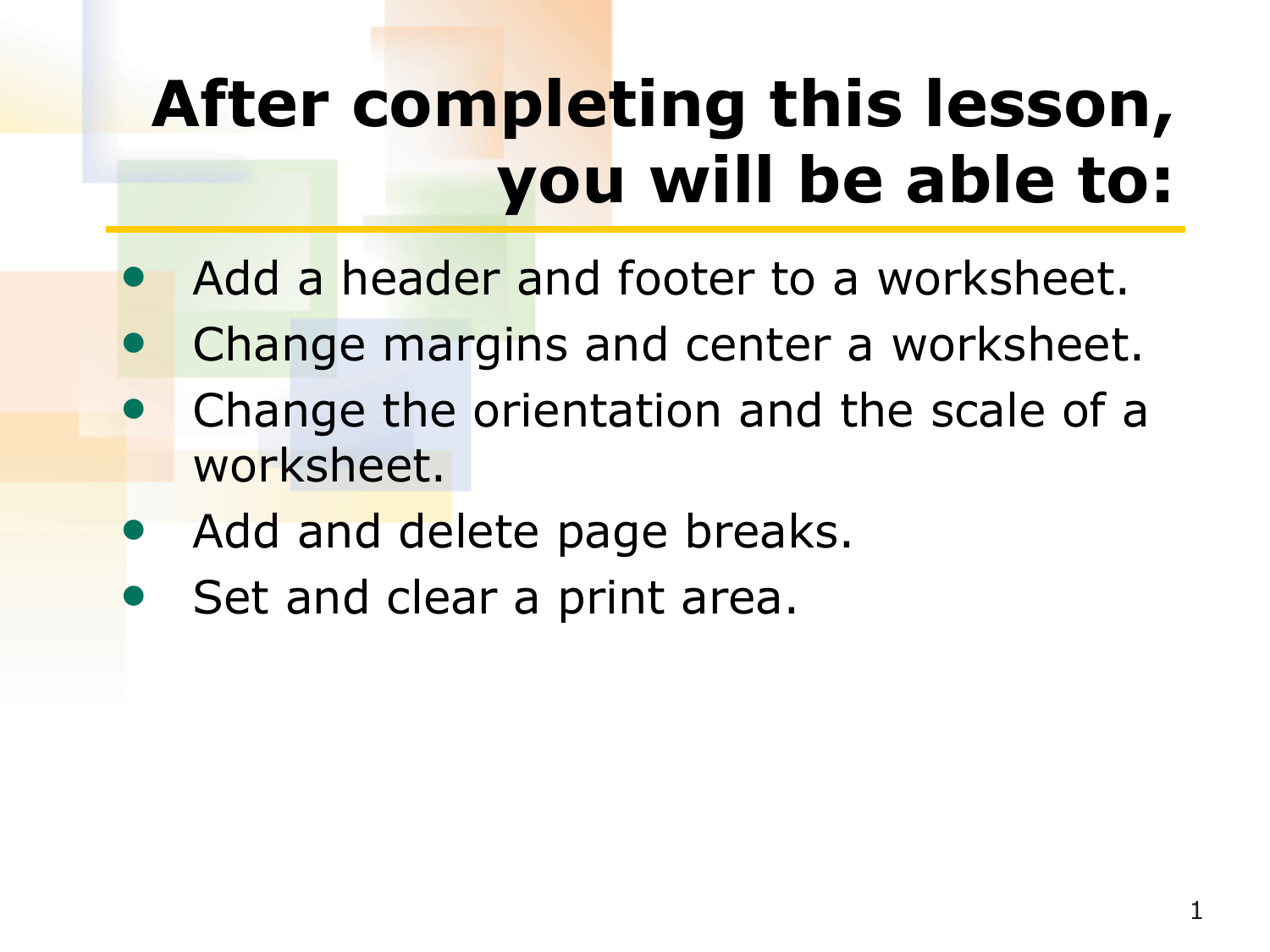# After completing this lesson, you will be able to:

- Add a header and footer to a worksheet.
- Change margins and center a worksheet.
- Change the orientation and the scale of a worksheet.
- Add and delete page breaks.
- Set and clear a print area.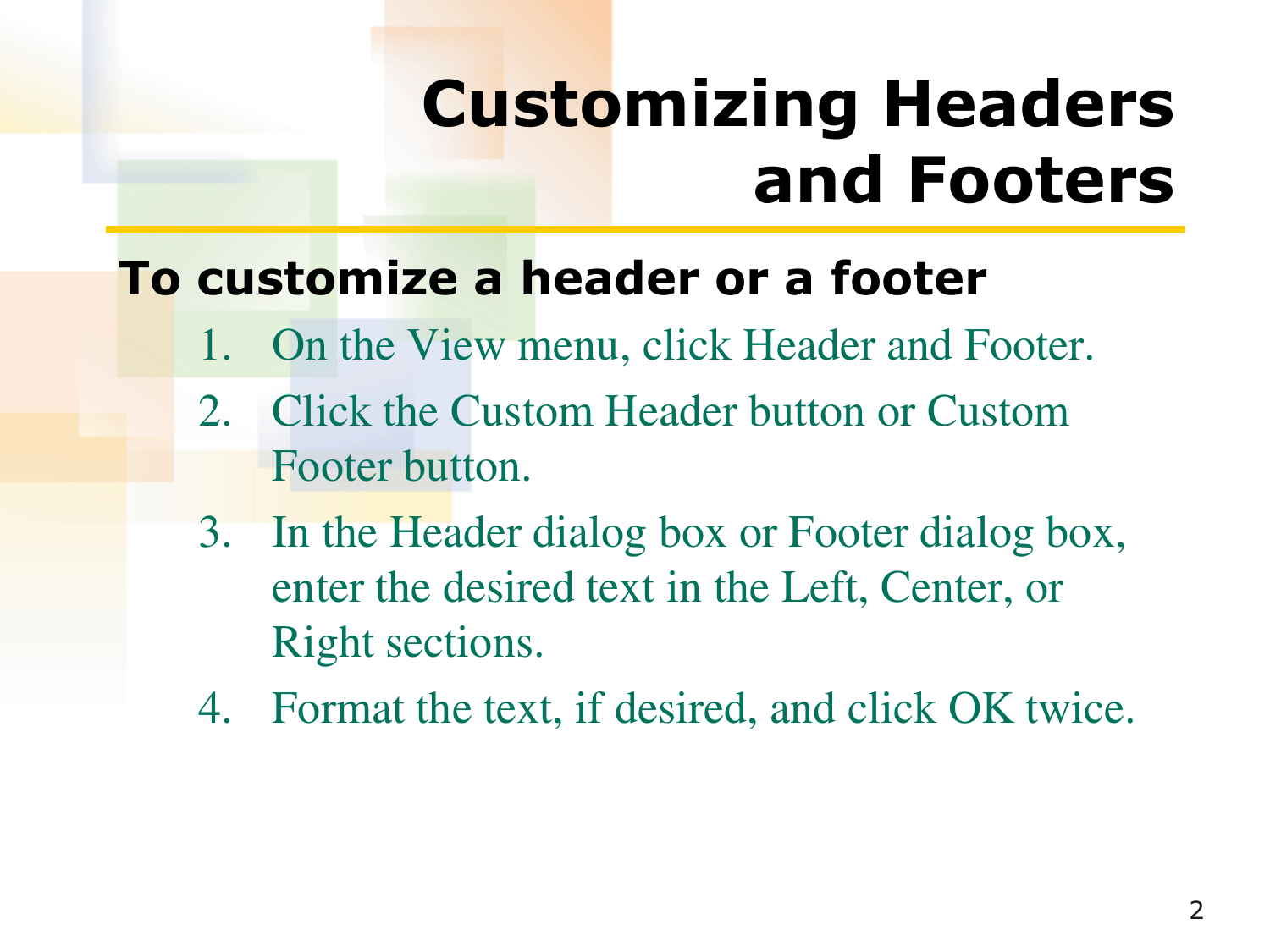# Customizing Headers and Footers

**To customize a header or a footer**

1. On the View menu, click Header and Footer.
2. Click the Custom Header button or Custom Footer button.
3. In the Header dialog box or Footer dialog box, enter the desired text in the Left, Center, or Right sections.
4. Format the text, if desired, and click OK twice.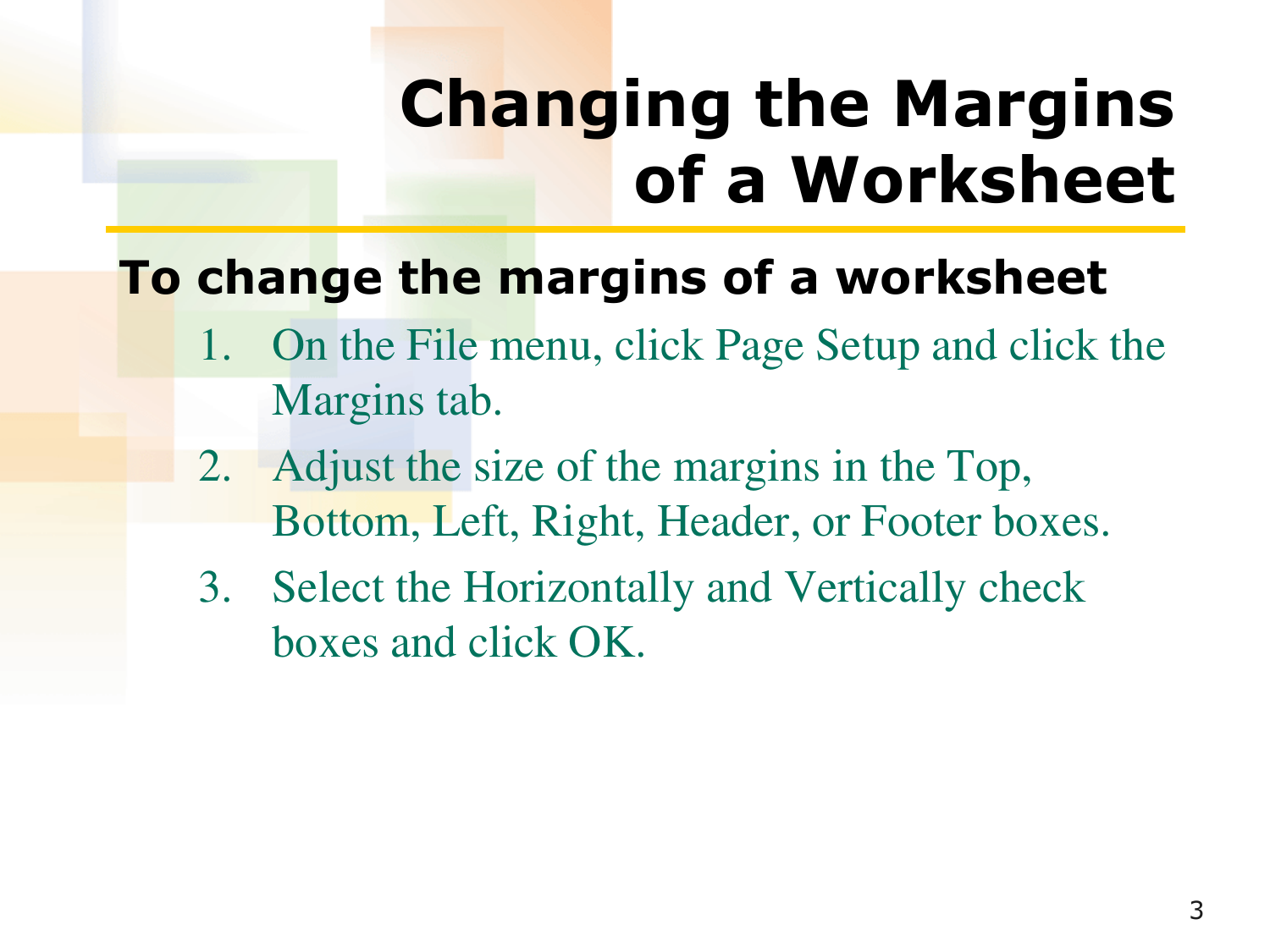# Changing the Margins of a Worksheet

## To change the margins of a worksheet

1. On the File menu, click Page Setup and click the Margins tab.
2. Adjust the size of the margins in the Top, Bottom, Left, Right, Header, or Footer boxes.
3. Select the Horizontally and Vertically check boxes and click OK.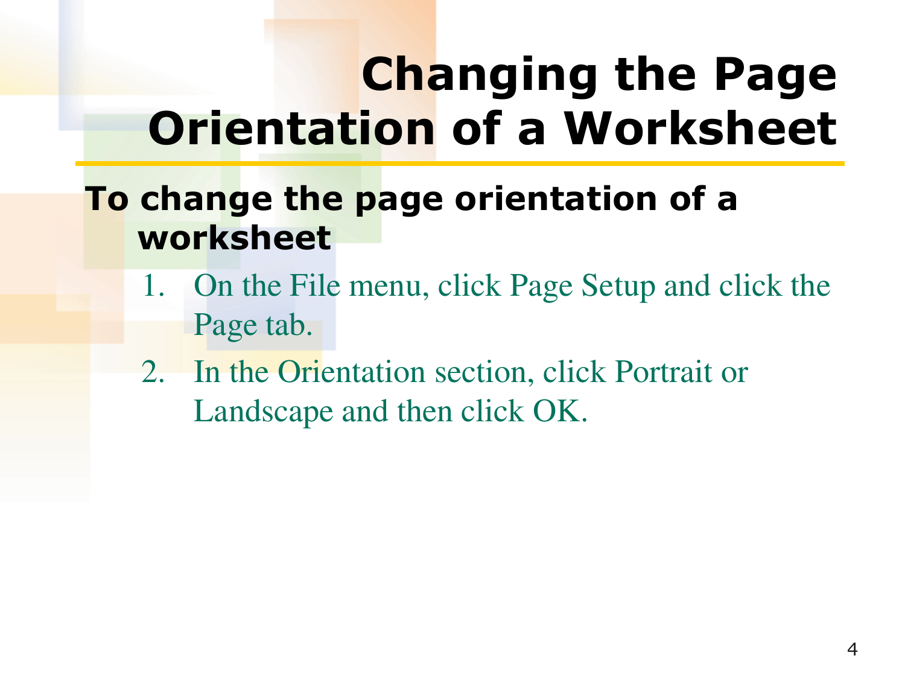# Changing the Page Orientation of a Worksheet

**To change the page orientation of a worksheet**

1. On the File menu, click Page Setup and click the Page tab.
2. In the Orientation section, click Portrait or Landscape and then click OK.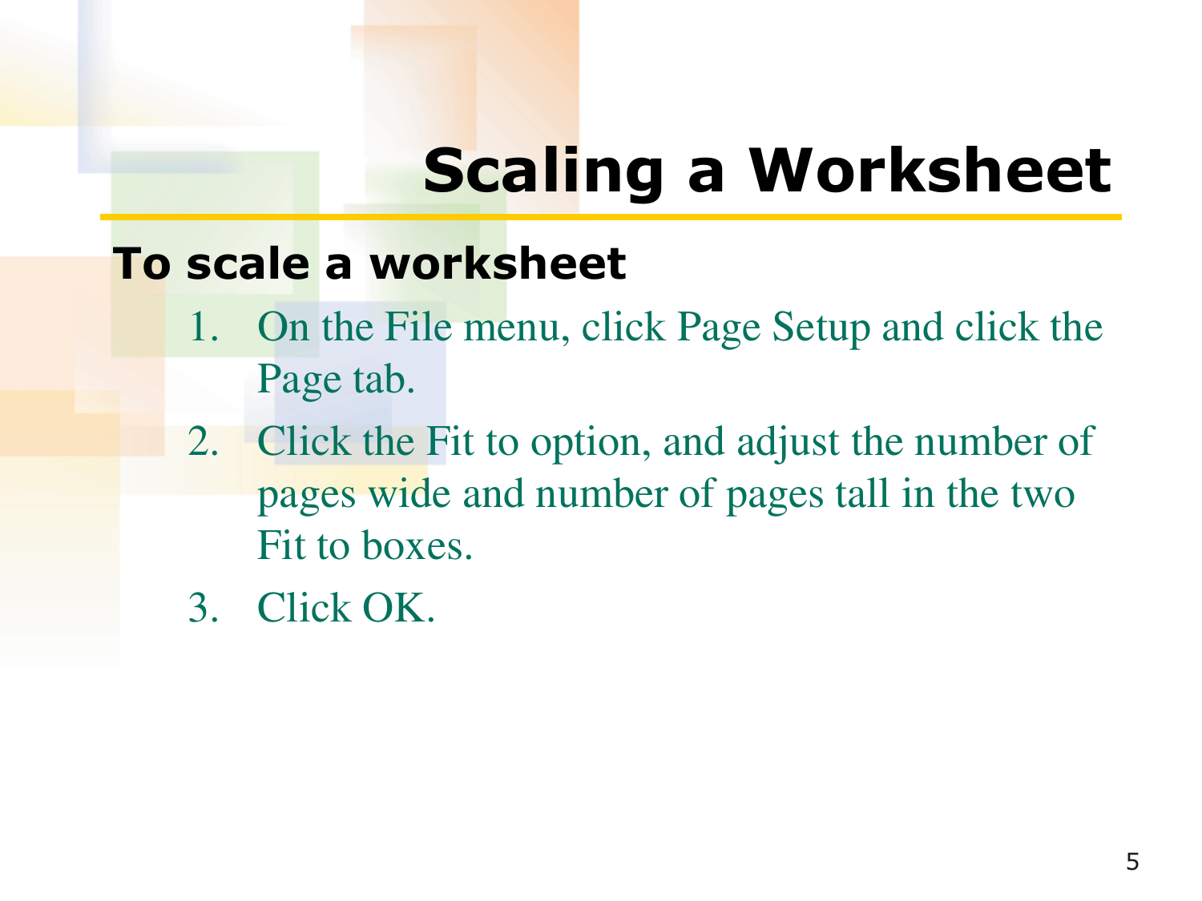# Scaling a Worksheet

### To scale a worksheet

1. On the File menu, click Page Setup and click the Page tab.
2. Click the Fit to option, and adjust the number of pages wide and number of pages tall in the two Fit to boxes.
3. Click OK.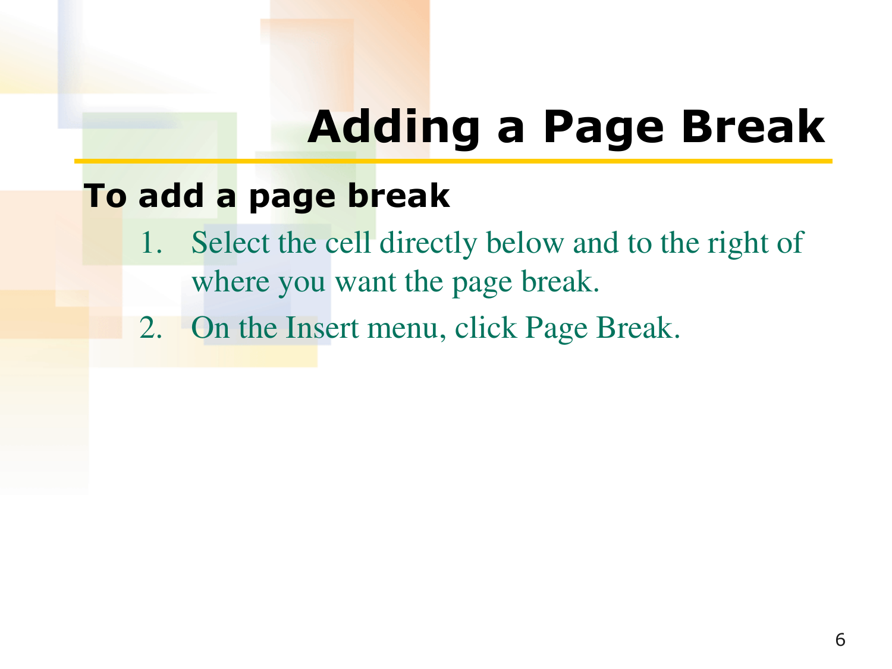# Adding a Page Break

**To add a page break**

1. Select the cell directly below and to the right of where you want the page break.
2. On the Insert menu, click Page Break.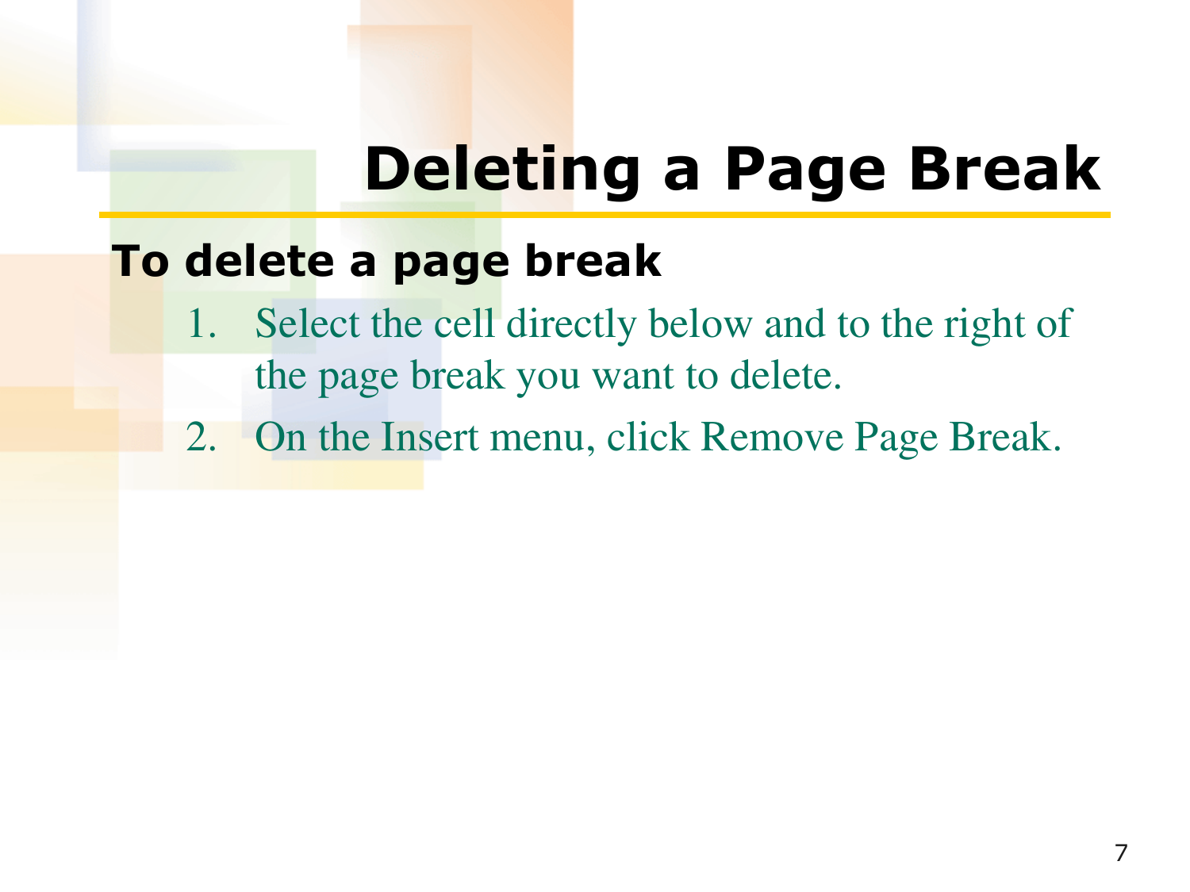# Deleting a Page Break

**To delete a page break**

1. Select the cell directly below and to the right of the page break you want to delete.
2. On the Insert menu, click Remove Page Break.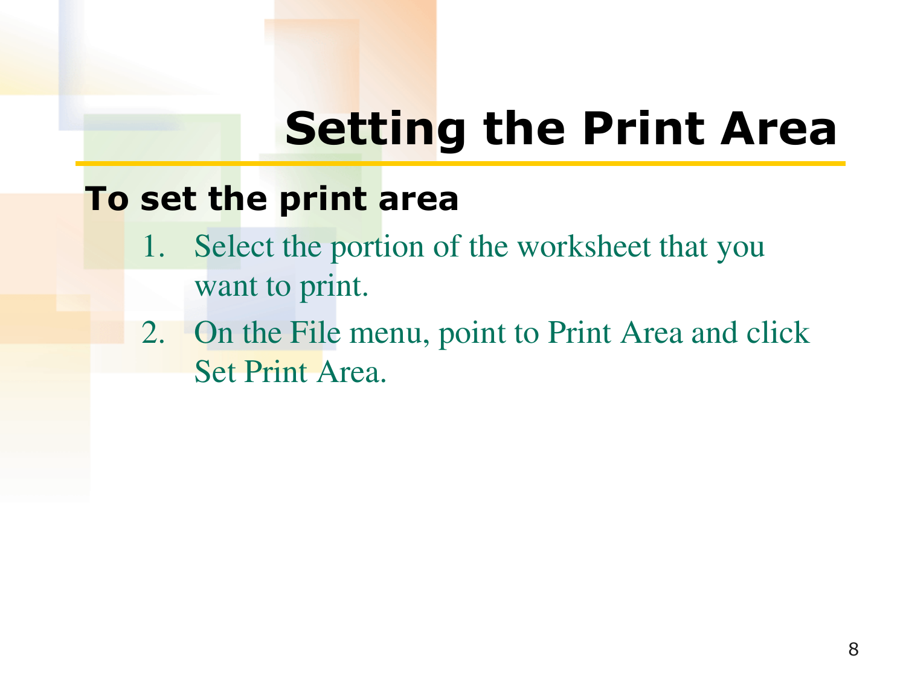# Setting the Print Area

**To set the print area**

1. Select the portion of the worksheet that you want to print.
2. On the File menu, point to Print Area and click Set Print Area.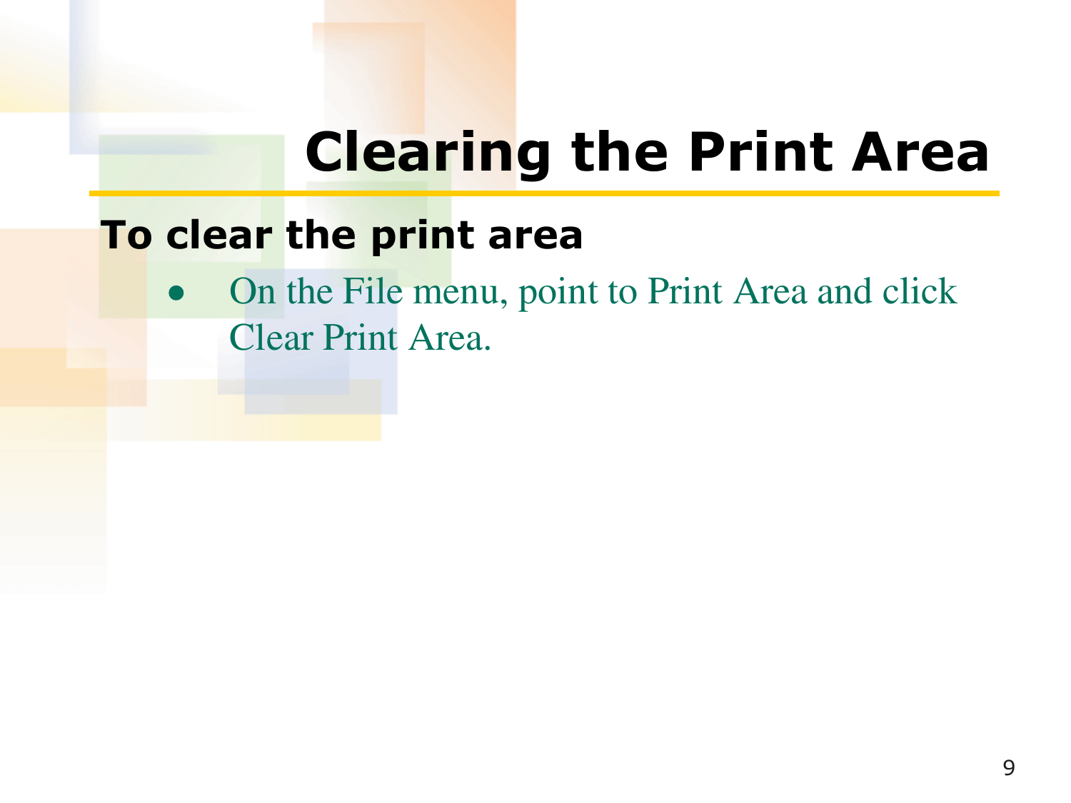# Clearing the Print Area

**To clear the print area**

- On the File menu, point to Print Area and click Clear Print Area.